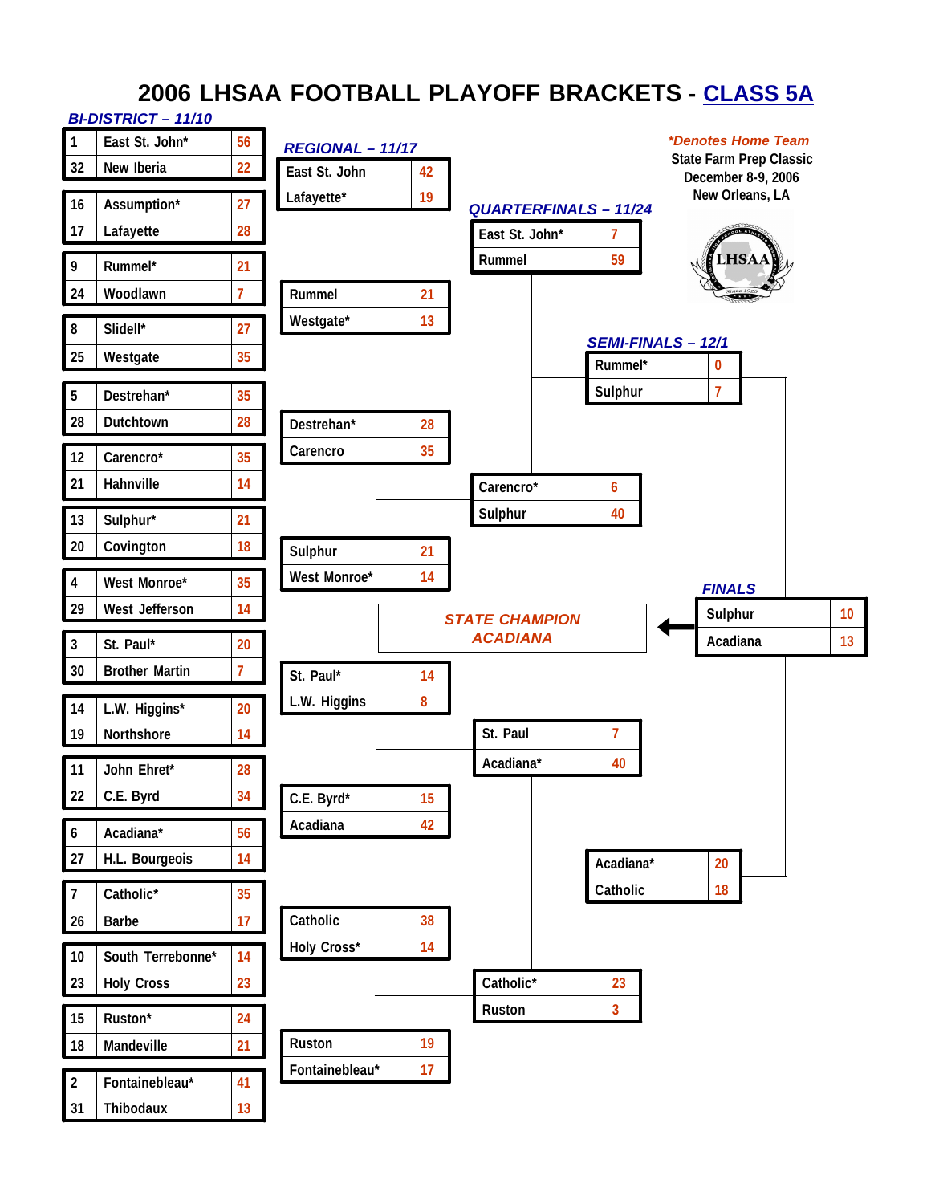# 2006 LHSAA FOOTBALL PLAYOFF BRACKETS - CLASS 5A

*\*Denotes Home Team*

State Farm Prep Classic
December 8-9, 2006
New Orleans, LA

## BI-DISTRICT – 11/10

| Seed | Team | Score |
|---|---|---|
| 1 | East St. John* | 56 |
| 32 | New Iberia | 22 |
| 16 | Assumption* | 27 |
| 17 | Lafayette | 28 |
| 9 | Rummel* | 21 |
| 24 | Woodlawn | 7 |
| 8 | Slidell* | 27 |
| 25 | Westgate | 35 |
| 5 | Destrehan* | 35 |
| 28 | Dutchtown | 28 |
| 12 | Carencro* | 35 |
| 21 | Hahnville | 14 |
| 13 | Sulphur* | 21 |
| 20 | Covington | 18 |
| 4 | West Monroe* | 35 |
| 29 | West Jefferson | 14 |
| 3 | St. Paul* | 20 |
| 30 | Brother Martin | 7 |
| 14 | L.W. Higgins* | 20 |
| 19 | Northshore | 14 |
| 11 | John Ehret* | 28 |
| 22 | C.E. Byrd | 34 |
| 6 | Acadiana* | 56 |
| 27 | H.L. Bourgeois | 14 |
| 7 | Catholic* | 35 |
| 26 | Barbe | 17 |
| 10 | South Terrebonne* | 14 |
| 23 | Holy Cross | 23 |
| 15 | Ruston* | 24 |
| 18 | Mandeville | 21 |
| 2 | Fontainebleau* | 41 |
| 31 | Thibodaux | 13 |

## REGIONAL – 11/17

| Team | Score |
|---|---|
| East St. John | 42 |
| Lafayette* | 19 |
| Rummel | 21 |
| Westgate* | 13 |
| Destrehan* | 28 |
| Carencro | 35 |
| Sulphur | 21 |
| West Monroe* | 14 |
| St. Paul* | 14 |
| L.W. Higgins | 8 |
| C.E. Byrd* | 15 |
| Acadiana | 42 |
| Catholic | 38 |
| Holy Cross* | 14 |
| Ruston | 19 |
| Fontainebleau* | 17 |

## QUARTERFINALS – 11/24

| Team | Score |
|---|---|
| East St. John* | 7 |
| Rummel | 59 |
| Carencro* | 6 |
| Sulphur | 40 |
| St. Paul | 7 |
| Acadiana* | 40 |
| Catholic* | 23 |
| Ruston | 3 |

## SEMI-FINALS – 12/1

| Team | Score |
|---|---|
| Rummel* | 0 |
| Sulphur | 7 |
| Acadiana* | 20 |
| Catholic | 18 |

## FINALS

| Team | Score |
|---|---|
| Sulphur | 10 |
| Acadiana | 13 |

**STATE CHAMPION**
**ACADIANA**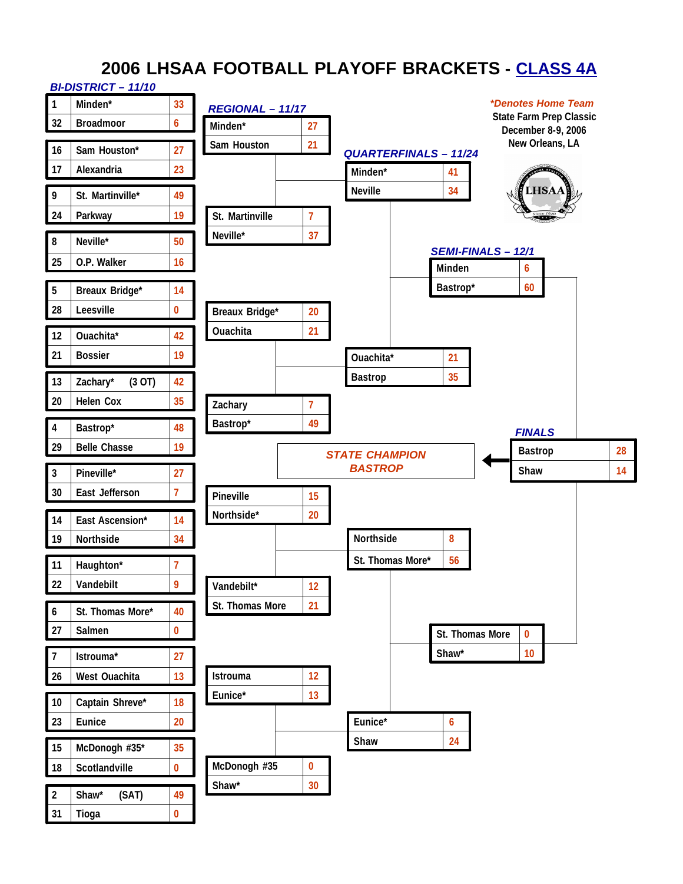# 2006 LHSAA FOOTBALL PLAYOFF BRACKETS - CLASS 4A

*Denotes Home Team

State Farm Prep Classic
December 8-9, 2006
New Orleans, LA

## BI-DISTRICT – 11/10

| Seed | Team | Score |
|---|---|---|
| 1 | Minden* | 33 |
| 32 | Broadmoor | 6 |
| 16 | Sam Houston* | 27 |
| 17 | Alexandria | 23 |
| 9 | St. Martinville* | 49 |
| 24 | Parkway | 19 |
| 8 | Neville* | 50 |
| 25 | O.P. Walker | 16 |
| 5 | Breaux Bridge* | 14 |
| 28 | Leesville | 0 |
| 12 | Ouachita* | 42 |
| 21 | Bossier | 19 |
| 13 | Zachary* (3 OT) | 42 |
| 20 | Helen Cox | 35 |
| 4 | Bastrop* | 48 |
| 29 | Belle Chasse | 19 |
| 3 | Pineville* | 27 |
| 30 | East Jefferson | 7 |
| 14 | East Ascension* | 14 |
| 19 | Northside | 34 |
| 11 | Haughton* | 7 |
| 22 | Vandebilt | 9 |
| 6 | St. Thomas More* | 40 |
| 27 | Salmen | 0 |
| 7 | Istrouma* | 27 |
| 26 | West Ouachita | 13 |
| 10 | Captain Shreve* | 18 |
| 23 | Eunice | 20 |
| 15 | McDonogh #35* | 35 |
| 18 | Scotlandville | 0 |
| 2 | Shaw* (SAT) | 49 |
| 31 | Tioga | 0 |

## REGIONAL – 11/17

| Team | Score |
|---|---|
| Minden* | 27 |
| Sam Houston | 21 |
| St. Martinville | 7 |
| Neville* | 37 |
| Breaux Bridge* | 20 |
| Ouachita | 21 |
| Zachary | 7 |
| Bastrop* | 49 |
| Pineville | 15 |
| Northside* | 20 |
| Vandebilt* | 12 |
| St. Thomas More | 21 |
| Istrouma | 12 |
| Eunice* | 13 |
| McDonogh #35 | 0 |
| Shaw* | 30 |

## QUARTERFINALS – 11/24

| Team | Score |
|---|---|
| Minden* | 41 |
| Neville | 34 |
| Ouachita* | 21 |
| Bastrop | 35 |
| Northside | 8 |
| St. Thomas More* | 56 |
| Eunice* | 6 |
| Shaw | 24 |

## SEMI-FINALS – 12/1

| Team | Score |
|---|---|
| Minden | 6 |
| Bastrop* | 60 |
| St. Thomas More | 0 |
| Shaw* | 10 |

## FINALS

| Team | Score |
|---|---|
| Bastrop | 28 |
| Shaw | 14 |

**STATE CHAMPION**
**BASTROP**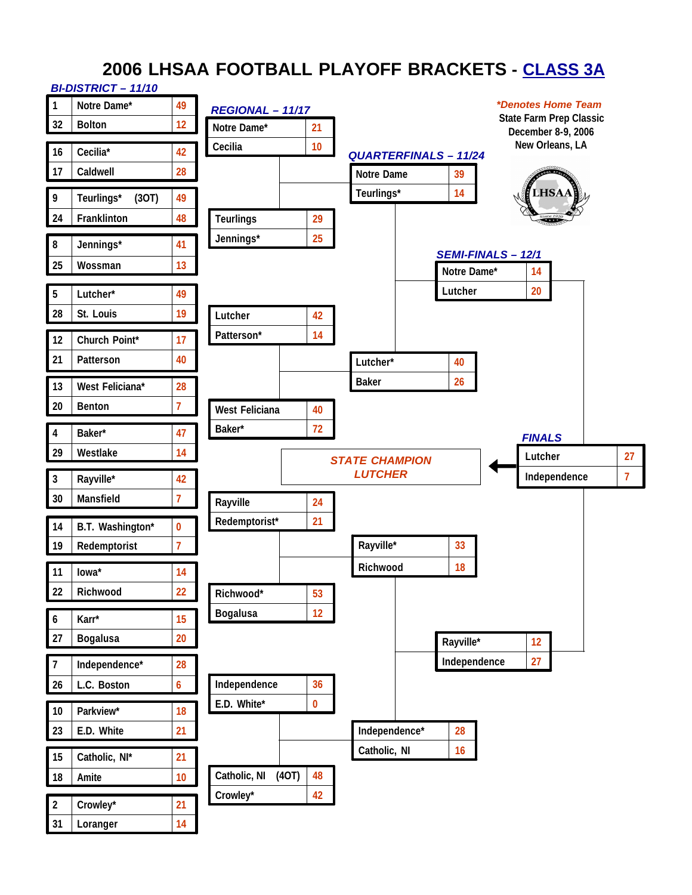# 2006 LHSAA FOOTBALL PLAYOFF BRACKETS - CLASS 3A

*Denotes Home Team

State Farm Prep Classic
December 8-9, 2006
New Orleans, LA

## BI-DISTRICT – 11/10

| Seed | Team | Score |
|---|---|---|
| 1 | Notre Dame* | 49 |
| 32 | Bolton | 12 |
| 16 | Cecilia* | 42 |
| 17 | Caldwell | 28 |
| 9 | Teurlings* (3OT) | 49 |
| 24 | Franklinton | 48 |
| 8 | Jennings* | 41 |
| 25 | Wossman | 13 |
| 5 | Lutcher* | 49 |
| 28 | St. Louis | 19 |
| 12 | Church Point* | 17 |
| 21 | Patterson | 40 |
| 13 | West Feliciana* | 28 |
| 20 | Benton | 7 |
| 4 | Baker* | 47 |
| 29 | Westlake | 14 |
| 3 | Rayville* | 42 |
| 30 | Mansfield | 7 |
| 14 | B.T. Washington* | 0 |
| 19 | Redemptorist | 7 |
| 11 | Iowa* | 14 |
| 22 | Richwood | 22 |
| 6 | Karr* | 15 |
| 27 | Bogalusa | 20 |
| 7 | Independence* | 28 |
| 26 | L.C. Boston | 6 |
| 10 | Parkview* | 18 |
| 23 | E.D. White | 21 |
| 15 | Catholic, NI* | 21 |
| 18 | Amite | 10 |
| 2 | Crowley* | 21 |
| 31 | Loranger | 14 |

## REGIONAL – 11/17

| Team | Score |
|---|---|
| Notre Dame* | 21 |
| Cecilia | 10 |
| Teurlings | 29 |
| Jennings* | 25 |
| Lutcher | 42 |
| Patterson* | 14 |
| West Feliciana | 40 |
| Baker* | 72 |
| Rayville | 24 |
| Redemptorist* | 21 |
| Richwood* | 53 |
| Bogalusa | 12 |
| Independence | 36 |
| E.D. White* | 0 |
| Catholic, NI (4OT) | 48 |
| Crowley* | 42 |

## QUARTERFINALS – 11/24

| Team | Score |
|---|---|
| Notre Dame | 39 |
| Teurlings* | 14 |
| Lutcher* | 40 |
| Baker | 26 |
| Rayville* | 33 |
| Richwood | 18 |
| Independence* | 28 |
| Catholic, NI | 16 |

## SEMI-FINALS – 12/1

| Team | Score |
|---|---|
| Notre Dame* | 14 |
| Lutcher | 20 |
| Rayville* | 12 |
| Independence | 27 |

## FINALS

| Team | Score |
|---|---|
| Lutcher | 27 |
| Independence | 7 |

**STATE CHAMPION**
**LUTCHER**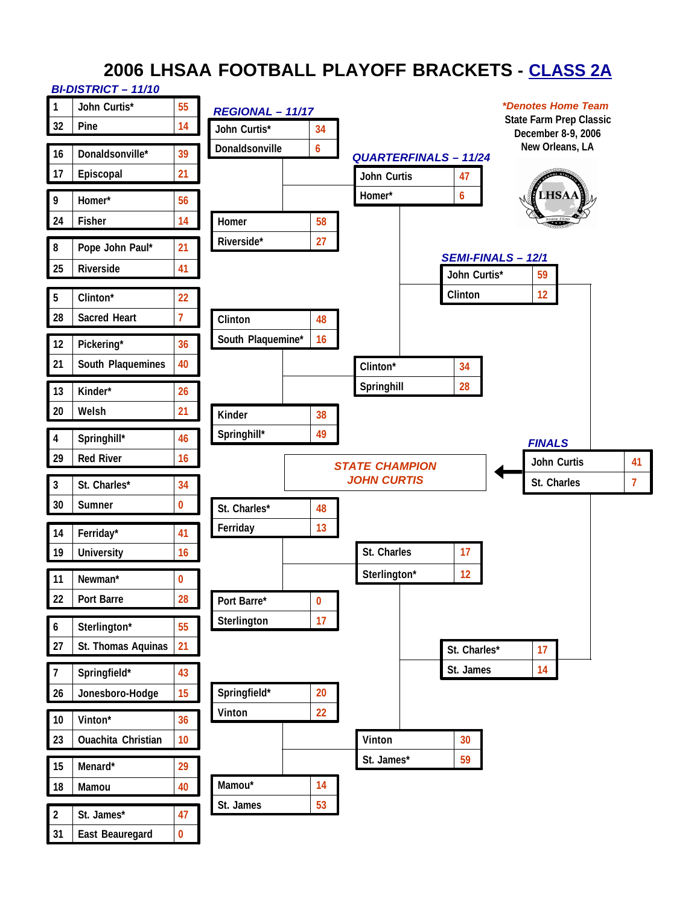# 2006 LHSAA FOOTBALL PLAYOFF BRACKETS - CLASS 2A

*\*Denotes Home Team*

State Farm Prep Classic
December 8-9, 2006
New Orleans, LA

## BI-DISTRICT – 11/10

| Seed | Team | Score |
|---|---|---|
| 1 | John Curtis* | 55 |
| 32 | Pine | 14 |
| 16 | Donaldsonville* | 39 |
| 17 | Episcopal | 21 |
| 9 | Homer* | 56 |
| 24 | Fisher | 14 |
| 8 | Pope John Paul* | 21 |
| 25 | Riverside | 41 |
| 5 | Clinton* | 22 |
| 28 | Sacred Heart | 7 |
| 12 | Pickering* | 36 |
| 21 | South Plaquemines | 40 |
| 13 | Kinder* | 26 |
| 20 | Welsh | 21 |
| 4 | Springhill* | 46 |
| 29 | Red River | 16 |
| 3 | St. Charles* | 34 |
| 30 | Sumner | 0 |
| 14 | Ferriday* | 41 |
| 19 | University | 16 |
| 11 | Newman* | 0 |
| 22 | Port Barre | 28 |
| 6 | Sterlington* | 55 |
| 27 | St. Thomas Aquinas | 21 |
| 7 | Springfield* | 43 |
| 26 | Jonesboro-Hodge | 15 |
| 10 | Vinton* | 36 |
| 23 | Ouachita Christian | 10 |
| 15 | Menard* | 29 |
| 18 | Mamou | 40 |
| 2 | St. James* | 47 |
| 31 | East Beauregard | 0 |

## REGIONAL – 11/17

| Team | Score |
|---|---|
| John Curtis* | 34 |
| Donaldsonville | 6 |
| Homer | 58 |
| Riverside* | 27 |
| Clinton | 48 |
| South Plaquemine* | 16 |
| Kinder | 38 |
| Springhill* | 49 |
| St. Charles* | 48 |
| Ferriday | 13 |
| Port Barre* | 0 |
| Sterlington | 17 |
| Springfield* | 20 |
| Vinton | 22 |
| Mamou* | 14 |
| St. James | 53 |

## QUARTERFINALS – 11/24

| Team | Score |
|---|---|
| John Curtis | 47 |
| Homer* | 6 |
| Clinton* | 34 |
| Springhill | 28 |
| St. Charles | 17 |
| Sterlington* | 12 |
| Vinton | 30 |
| St. James* | 59 |

## SEMI-FINALS – 12/1

| Team | Score |
|---|---|
| John Curtis* | 59 |
| Clinton | 12 |
| St. Charles* | 17 |
| St. James | 14 |

## FINALS

| Team | Score |
|---|---|
| John Curtis | 41 |
| St. Charles | 7 |

**STATE CHAMPION**
**JOHN CURTIS**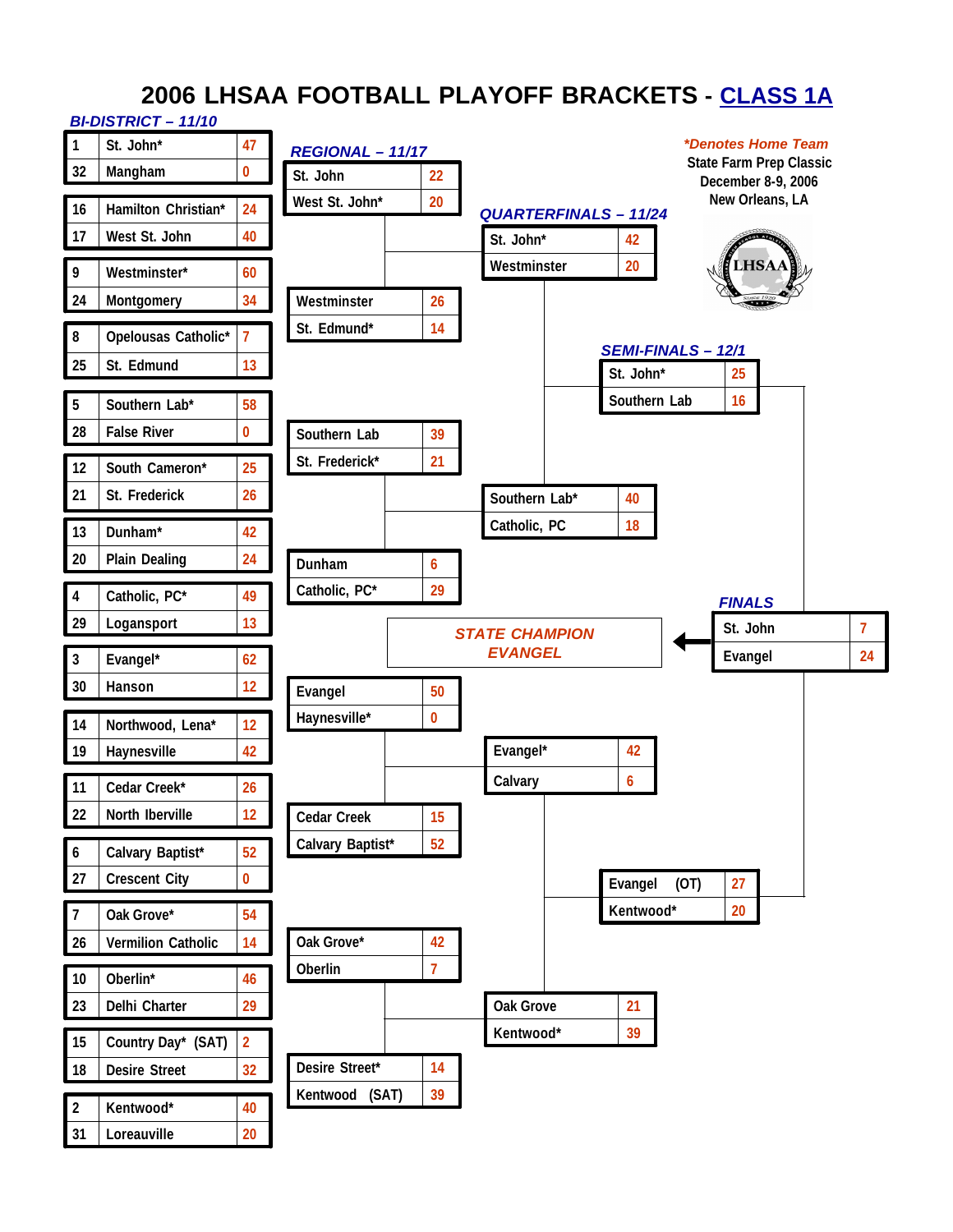# 2006 LHSAA FOOTBALL PLAYOFF BRACKETS - CLASS 1A

*Denotes Home Team

State Farm Prep Classic
December 8-9, 2006
New Orleans, LA

## BI-DISTRICT – 11/10

| | | |
|---|---|---|
| 1 | St. John* | 47 |
| 32 | Mangham | 0 |
| 16 | Hamilton Christian* | 24 |
| 17 | West St. John | 40 |
| 9 | Westminster* | 60 |
| 24 | Montgomery | 34 |
| 8 | Opelousas Catholic* | 7 |
| 25 | St. Edmund | 13 |
| 5 | Southern Lab* | 58 |
| 28 | False River | 0 |
| 12 | South Cameron* | 25 |
| 21 | St. Frederick | 26 |
| 13 | Dunham* | 42 |
| 20 | Plain Dealing | 24 |
| 4 | Catholic, PC* | 49 |
| 29 | Logansport | 13 |
| 3 | Evangel* | 62 |
| 30 | Hanson | 12 |
| 14 | Northwood, Lena* | 12 |
| 19 | Haynesville | 42 |
| 11 | Cedar Creek* | 26 |
| 22 | North Iberville | 12 |
| 6 | Calvary Baptist* | 52 |
| 27 | Crescent City | 0 |
| 7 | Oak Grove* | 54 |
| 26 | Vermilion Catholic | 14 |
| 10 | Oberlin* | 46 |
| 23 | Delhi Charter | 29 |
| 15 | Country Day* (SAT) | 2 |
| 18 | Desire Street | 32 |
| 2 | Kentwood* | 40 |
| 31 | Loreauville | 20 |

## REGIONAL – 11/17

| | |
|---|---|
| St. John | 22 |
| West St. John* | 20 |
| Westminster | 26 |
| St. Edmund* | 14 |
| Southern Lab | 39 |
| St. Frederick* | 21 |
| Dunham | 6 |
| Catholic, PC* | 29 |
| Evangel | 50 |
| Haynesville* | 0 |
| Cedar Creek | 15 |
| Calvary Baptist* | 52 |
| Oak Grove* | 42 |
| Oberlin | 7 |
| Desire Street* | 14 |
| Kentwood (SAT) | 39 |

## QUARTERFINALS – 11/24

| | |
|---|---|
| St. John* | 42 |
| Westminster | 20 |
| Southern Lab* | 40 |
| Catholic, PC | 18 |
| Evangel* | 42 |
| Calvary | 6 |
| Oak Grove | 21 |
| Kentwood* | 39 |

## SEMI-FINALS – 12/1

| | |
|---|---|
| St. John* | 25 |
| Southern Lab | 16 |
| Evangel (OT) | 27 |
| Kentwood* | 20 |

## FINALS

| | |
|---|---|
| St. John | 7 |
| Evangel | 24 |

**STATE CHAMPION EVANGEL**